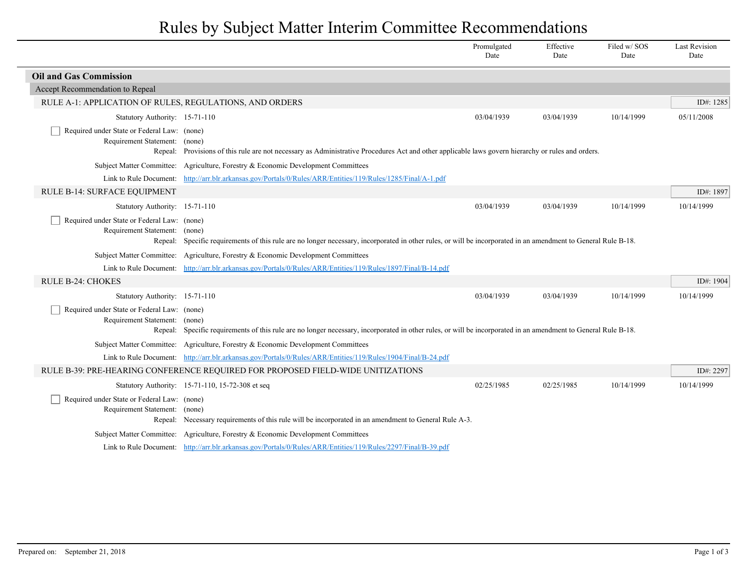# Rules by Subject Matter Interim Committee Recommendations

## Oil and Gas Commission

### Accept Recommendation to Repeal

#### RULE A-1: APPLICATION OF RULES, REGULATIONS, AND ORDERS

ID#: 1285

| Promulgated Date | Effective Date | Filed w/ SOS Date | Last Revision Date |
|---|---|---|---|
| 03/04/1939 | 03/04/1939 | 10/14/1999 | 05/11/2008 |

Statutory Authority: 15-71-110

☐ Required under State or Federal Law: (none)

Requirement Statement: (none)

Repeal: Provisions of this rule are not necessary as Administrative Procedures Act and other applicable laws govern hierarchy or rules and orders.

Subject Matter Committee: Agriculture, Forestry & Economic Development Committees

Link to Rule Document: http://arr.blr.arkansas.gov/Portals/0/Rules/ARR/Entities/119/Rules/1285/Final/A-1.pdf

#### RULE B-14: SURFACE EQUIPMENT

ID#: 1897

| Promulgated Date | Effective Date | Filed w/ SOS Date | Last Revision Date |
|---|---|---|---|
| 03/04/1939 | 03/04/1939 | 10/14/1999 | 10/14/1999 |

Statutory Authority: 15-71-110

☐ Required under State or Federal Law: (none)

Requirement Statement: (none)

Repeal: Specific requirements of this rule are no longer necessary, incorporated in other rules, or will be incorporated in an amendment to General Rule B-18.

Subject Matter Committee: Agriculture, Forestry & Economic Development Committees

Link to Rule Document: http://arr.blr.arkansas.gov/Portals/0/Rules/ARR/Entities/119/Rules/1897/Final/B-14.pdf

#### RULE B-24: CHOKES

ID#: 1904

| Promulgated Date | Effective Date | Filed w/ SOS Date | Last Revision Date |
|---|---|---|---|
| 03/04/1939 | 03/04/1939 | 10/14/1999 | 10/14/1999 |

Statutory Authority: 15-71-110

☐ Required under State or Federal Law: (none)

Requirement Statement: (none)

Repeal: Specific requirements of this rule are no longer necessary, incorporated in other rules, or will be incorporated in an amendment to General Rule B-18.

Subject Matter Committee: Agriculture, Forestry & Economic Development Committees

Link to Rule Document: http://arr.blr.arkansas.gov/Portals/0/Rules/ARR/Entities/119/Rules/1904/Final/B-24.pdf

#### RULE B-39: PRE-HEARING CONFERENCE REQUIRED FOR PROPOSED FIELD-WIDE UNITIZATIONS

ID#: 2297

| Promulgated Date | Effective Date | Filed w/ SOS Date | Last Revision Date |
|---|---|---|---|
| 02/25/1985 | 02/25/1985 | 10/14/1999 | 10/14/1999 |

Statutory Authority: 15-71-110, 15-72-308 et seq

☐ Required under State or Federal Law: (none)

Requirement Statement: (none)

Repeal: Necessary requirements of this rule will be incorporated in an amendment to General Rule A-3.

Subject Matter Committee: Agriculture, Forestry & Economic Development Committees

Link to Rule Document: http://arr.blr.arkansas.gov/Portals/0/Rules/ARR/Entities/119/Rules/2297/Final/B-39.pdf

Prepared on: September 21, 2018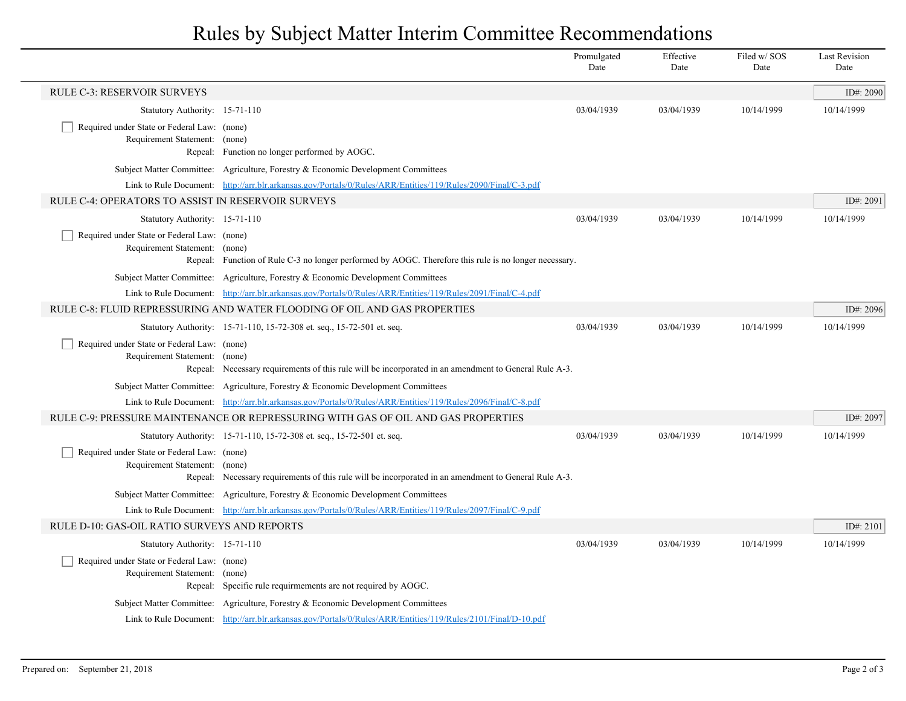# Rules by Subject Matter Interim Committee Recommendations

| | Promulgated Date | Effective Date | Filed w/ SOS Date | Last Revision Date |
|---|---|---|---|---|

## RULE C-3: RESERVOIR SURVEYS

ID#: 2090

| | Promulgated Date | Effective Date | Filed w/ SOS Date | Last Revision Date |
|---|---|---|---|---|
| Statutory Authority: 15-71-110 | 03/04/1939 | 03/04/1939 | 10/14/1999 | 10/14/1999 |

- [ ] Required under State or Federal Law: (none)

Requirement Statement: (none)

Repeal: Function no longer performed by AOGC.

Subject Matter Committee: Agriculture, Forestry & Economic Development Committees

Link to Rule Document: http://arr.blr.arkansas.gov/Portals/0/Rules/ARR/Entities/119/Rules/2090/Final/C-3.pdf

## RULE C-4: OPERATORS TO ASSIST IN RESERVOIR SURVEYS

ID#: 2091

| | Promulgated Date | Effective Date | Filed w/ SOS Date | Last Revision Date |
|---|---|---|---|---|
| Statutory Authority: 15-71-110 | 03/04/1939 | 03/04/1939 | 10/14/1999 | 10/14/1999 |

- [ ] Required under State or Federal Law: (none)

Requirement Statement: (none)

Repeal: Function of Rule C-3 no longer performed by AOGC. Therefore this rule is no longer necessary.

Subject Matter Committee: Agriculture, Forestry & Economic Development Committees

Link to Rule Document: http://arr.blr.arkansas.gov/Portals/0/Rules/ARR/Entities/119/Rules/2091/Final/C-4.pdf

## RULE C-8: FLUID REPRESSURING AND WATER FLOODING OF OIL AND GAS PROPERTIES

ID#: 2096

| | Promulgated Date | Effective Date | Filed w/ SOS Date | Last Revision Date |
|---|---|---|---|---|
| Statutory Authority: 15-71-110, 15-72-308 et. seq., 15-72-501 et. seq. | 03/04/1939 | 03/04/1939 | 10/14/1999 | 10/14/1999 |

- [ ] Required under State or Federal Law: (none)

Requirement Statement: (none)

Repeal: Necessary requirements of this rule will be incorporated in an amendment to General Rule A-3.

Subject Matter Committee: Agriculture, Forestry & Economic Development Committees

Link to Rule Document: http://arr.blr.arkansas.gov/Portals/0/Rules/ARR/Entities/119/Rules/2096/Final/C-8.pdf

## RULE C-9: PRESSURE MAINTENANCE OR REPRESSURING WITH GAS OF OIL AND GAS PROPERTIES

ID#: 2097

| | Promulgated Date | Effective Date | Filed w/ SOS Date | Last Revision Date |
|---|---|---|---|---|
| Statutory Authority: 15-71-110, 15-72-308 et. seq., 15-72-501 et. seq. | 03/04/1939 | 03/04/1939 | 10/14/1999 | 10/14/1999 |

- [ ] Required under State or Federal Law: (none)

Requirement Statement: (none)

Repeal: Necessary requirements of this rule will be incorporated in an amendment to General Rule A-3.

Subject Matter Committee: Agriculture, Forestry & Economic Development Committees

Link to Rule Document: http://arr.blr.arkansas.gov/Portals/0/Rules/ARR/Entities/119/Rules/2097/Final/C-9.pdf

## RULE D-10: GAS-OIL RATIO SURVEYS AND REPORTS

ID#: 2101

| | Promulgated Date | Effective Date | Filed w/ SOS Date | Last Revision Date |
|---|---|---|---|---|
| Statutory Authority: 15-71-110 | 03/04/1939 | 03/04/1939 | 10/14/1999 | 10/14/1999 |

- [ ] Required under State or Federal Law: (none)

Requirement Statement: (none)

Repeal: Specific rule requirmements are not required by AOGC.

Subject Matter Committee: Agriculture, Forestry & Economic Development Committees

Link to Rule Document: http://arr.blr.arkansas.gov/Portals/0/Rules/ARR/Entities/119/Rules/2101/Final/D-10.pdf

Prepared on: September 21, 2018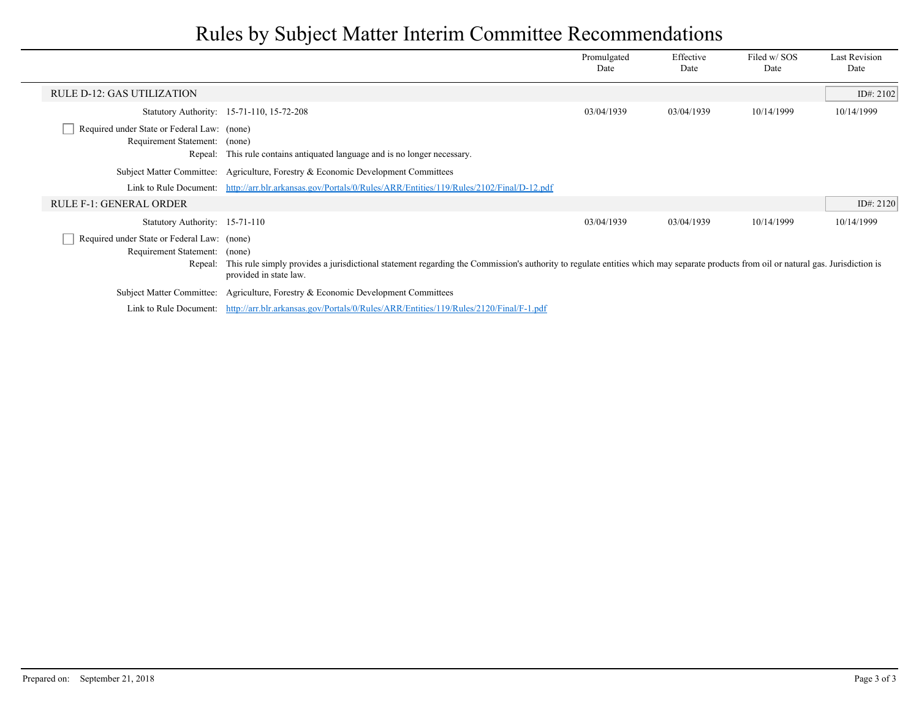# Rules by Subject Matter Interim Committee Recommendations

| | Promulgated Date | Effective Date | Filed w/ SOS Date | Last Revision Date |
|---|---|---|---|---|

## RULE D-12: GAS UTILIZATION

ID#: 2102

| | | Promulgated Date | Effective Date | Filed w/ SOS Date | Last Revision Date |
|---|---|---|---|---|---|
| Statutory Authority: | 15-71-110, 15-72-208 | 03/04/1939 | 03/04/1939 | 10/14/1999 | 10/14/1999 |

☐ Required under State or Federal Law: (none)

Requirement Statement: (none)

Repeal: This rule contains antiquated language and is no longer necessary.

Subject Matter Committee: Agriculture, Forestry & Economic Development Committees

Link to Rule Document: [http://arr.blr.arkansas.gov/Portals/0/Rules/ARR/Entities/119/Rules/2102/Final/D-12.pdf](http://arr.blr.arkansas.gov/Portals/0/Rules/ARR/Entities/119/Rules/2102/Final/D-12.pdf)

## RULE F-1: GENERAL ORDER

ID#: 2120

| | | Promulgated Date | Effective Date | Filed w/ SOS Date | Last Revision Date |
|---|---|---|---|---|---|
| Statutory Authority: | 15-71-110 | 03/04/1939 | 03/04/1939 | 10/14/1999 | 10/14/1999 |

☐ Required under State or Federal Law: (none)

Requirement Statement: (none)

Repeal: This rule simply provides a jurisdictional statement regarding the Commission's authority to regulate entities which may separate products from oil or natural gas. Jurisdiction is provided in state law.

Subject Matter Committee: Agriculture, Forestry & Economic Development Committees

Link to Rule Document: [http://arr.blr.arkansas.gov/Portals/0/Rules/ARR/Entities/119/Rules/2120/Final/F-1.pdf](http://arr.blr.arkansas.gov/Portals/0/Rules/ARR/Entities/119/Rules/2120/Final/F-1.pdf)

Prepared on: September 21, 2018